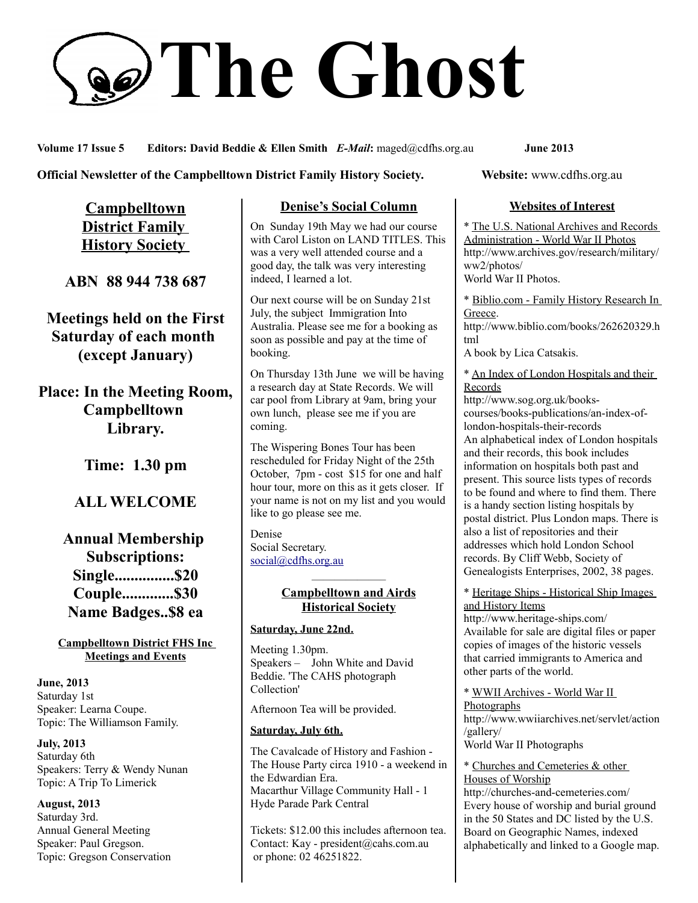# The Ghost

**Volume 17 Issue 5** **Editors: David Beddie & Ellen Smith** ***E-Mail*:** maged@cdfhs.org.au **June 2013**

**Official Newsletter of the Campbelltown District Family History Society.** **Website:** www.cdfhs.org.au

## Campbelltown District Family History Society

**ABN 88 944 738 687**

**Meetings held on the First Saturday of each month (except January)**

**Place: In the Meeting Room, Campbelltown Library.**

**Time: 1.30 pm**

**ALL WELCOME**

**Annual Membership Subscriptions:**
**Single...............$20**
**Couple.............$30**
**Name Badges..$8 ea**

### Campbelltown District FHS Inc Meetings and Events

**June, 2013**
Saturday 1st
Speaker: Learna Coupe.
Topic: The Williamson Family.

**July, 2013**
Saturday 6th
Speakers: Terry & Wendy Nunan
Topic: A Trip To Limerick

**August, 2013**
Saturday 3rd.
Annual General Meeting
Speaker: Paul Gregson.
Topic: Gregson Conservation

## Denise's Social Column

On Sunday 19th May we had our course with Carol Liston on LAND TITLES. This was a very well attended course and a good day, the talk was very interesting indeed, I learned a lot.

Our next course will be on Sunday 21st July, the subject Immigration Into Australia. Please see me for a booking as soon as possible and pay at the time of booking.

On Thursday 13th June we will be having a research day at State Records. We will car pool from Library at 9am, bring your own lunch, please see me if you are coming.

The Wispering Bones Tour has been rescheduled for Friday Night of the 25th October, 7pm - cost $15 for one and half hour tour, more on this as it gets closer. If your name is not on my list and you would like to go please see me.

Denise
Social Secretary.
social@cdfhs.org.au

## Campbelltown and Airds Historical Society

**Saturday, June 22nd.**

Meeting 1.30pm.
Speakers – John White and David Beddie. 'The CAHS photograph Collection'

Afternoon Tea will be provided.

**Saturday, July 6th.**

The Cavalcade of History and Fashion - The House Party circa 1910 - a weekend in the Edwardian Era.
Macarthur Village Community Hall - 1 Hyde Parade Park Central

Tickets: $12.00 this includes afternoon tea.
Contact: Kay - president@cahs.com.au
or phone: 02 46251822.

## Websites of Interest

* The U.S. National Archives and Records Administration - World War II Photos
http://www.archives.gov/research/military/ww2/photos/
World War II Photos.

* Biblio.com - Family History Research In Greece.
http://www.biblio.com/books/262620329.html
A book by Lica Catsakis.

* An Index of London Hospitals and their Records
http://www.sog.org.uk/books-courses/books-publications/an-index-of-london-hospitals-their-records
An alphabetical index of London hospitals and their records, this book includes information on hospitals both past and present. This source lists types of records to be found and where to find them. There is a handy section listing hospitals by postal district. Plus London maps. There is also a list of repositories and their addresses which hold London School records. By Cliff Webb, Society of Genealogists Enterprises, 2002, 38 pages.

* Heritage Ships - Historical Ship Images and History Items
http://www.heritage-ships.com/
Available for sale are digital files or paper copies of images of the historic vessels that carried immigrants to America and other parts of the world.

* WWII Archives - World War II Photographs
http://www.wwiiarchives.net/servlet/action/gallery/
World War II Photographs

* Churches and Cemeteries & other Houses of Worship
http://churches-and-cemeteries.com/
Every house of worship and burial ground in the 50 States and DC listed by the U.S. Board on Geographic Names, indexed alphabetically and linked to a Google map.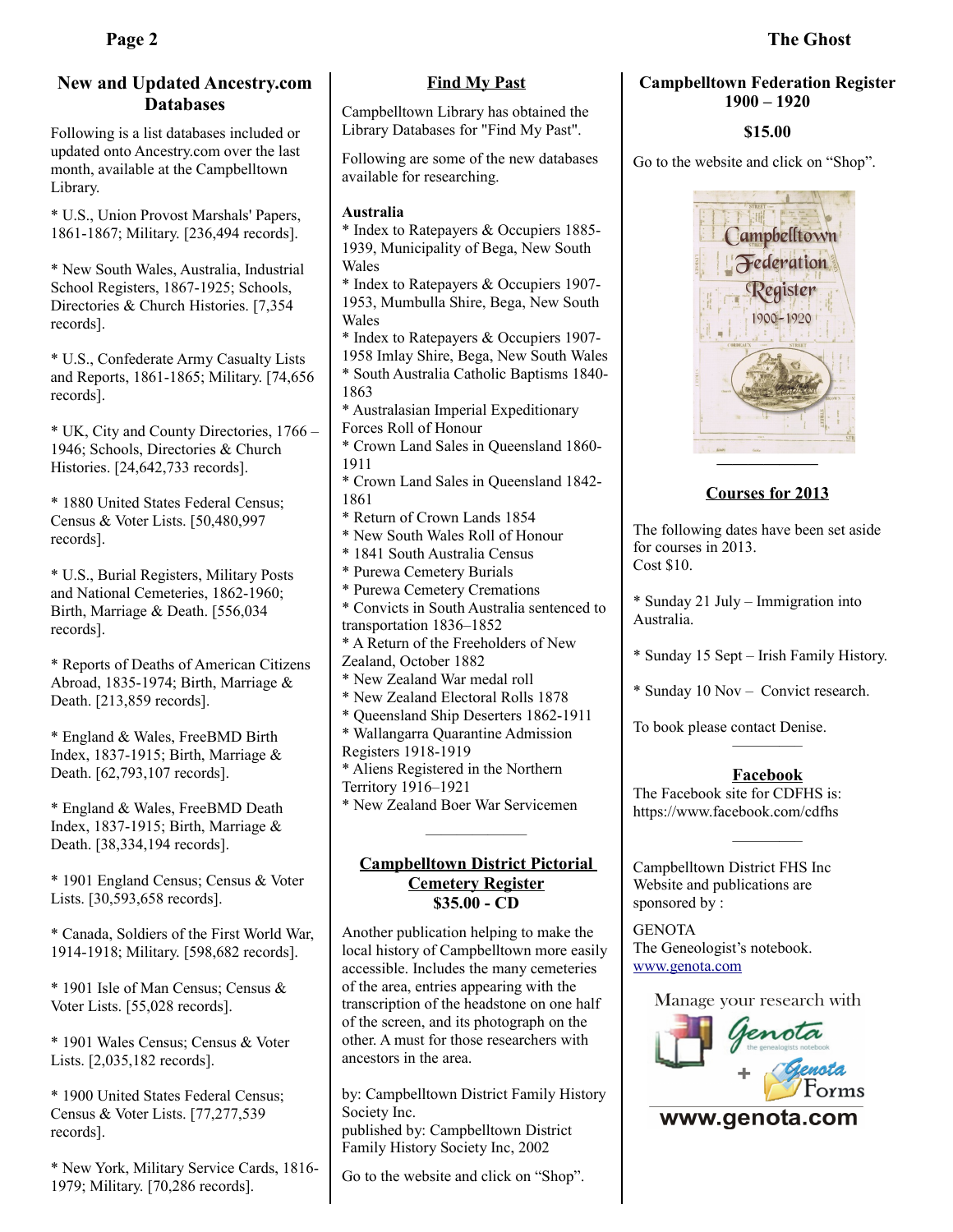## New and Updated Ancestry.com Databases

Following is a list databases included or updated onto Ancestry.com over the last month, available at the Campbelltown Library.

* U.S., Union Provost Marshals' Papers, 1861-1867; Military. [236,494 records].

* New South Wales, Australia, Industrial School Registers, 1867-1925; Schools, Directories & Church Histories. [7,354 records].

* U.S., Confederate Army Casualty Lists and Reports, 1861-1865; Military. [74,656 records].

* UK, City and County Directories, 1766 – 1946; Schools, Directories & Church Histories. [24,642,733 records].

* 1880 United States Federal Census; Census & Voter Lists. [50,480,997 records].

* U.S., Burial Registers, Military Posts and National Cemeteries, 1862-1960; Birth, Marriage & Death. [556,034 records].

* Reports of Deaths of American Citizens Abroad, 1835-1974; Birth, Marriage & Death. [213,859 records].

* England & Wales, FreeBMD Birth Index, 1837-1915; Birth, Marriage & Death. [62,793,107 records].

* England & Wales, FreeBMD Death Index, 1837-1915; Birth, Marriage & Death. [38,334,194 records].

* 1901 England Census; Census & Voter Lists. [30,593,658 records].

* Canada, Soldiers of the First World War, 1914-1918; Military. [598,682 records].

* 1901 Isle of Man Census; Census & Voter Lists. [55,028 records].

* 1901 Wales Census; Census & Voter Lists. [2,035,182 records].

* 1900 United States Federal Census; Census & Voter Lists. [77,277,539 records].

* New York, Military Service Cards, 1816-1979; Military. [70,286 records].

## Find My Past

Campbelltown Library has obtained the Library Databases for "Find My Past".

Following are some of the new databases available for researching.

**Australia**

* Index to Ratepayers & Occupiers 1885-1939, Municipality of Bega, New South Wales
* Index to Ratepayers & Occupiers 1907-1953, Mumbulla Shire, Bega, New South Wales
* Index to Ratepayers & Occupiers 1907-1958 Imlay Shire, Bega, New South Wales
* South Australia Catholic Baptisms 1840-1863
* Australasian Imperial Expeditionary Forces Roll of Honour
* Crown Land Sales in Queensland 1860-1911
* Crown Land Sales in Queensland 1842-1861
* Return of Crown Lands 1854
* New South Wales Roll of Honour
* 1841 South Australia Census
* Purewa Cemetery Burials
* Purewa Cemetery Cremations
* Convicts in South Australia sentenced to transportation 1836–1852
* A Return of the Freeholders of New Zealand, October 1882
* New Zealand War medal roll
* New Zealand Electoral Rolls 1878
* Queensland Ship Deserters 1862-1911
* Wallangarra Quarantine Admission Registers 1918-1919
* Aliens Registered in the Northern Territory 1916–1921
* New Zealand Boer War Servicemen

## Campbelltown District Pictorial Cemetery Register

**$35.00 - CD**

Another publication helping to make the local history of Campbelltown more easily accessible. Includes the many cemeteries of the area, entries appearing with the transcription of the headstone on one half of the screen, and its photograph on the other. A must for those researchers with ancestors in the area.

by: Campbelltown District Family History Society Inc.
published by: Campbelltown District Family History Society Inc, 2002

Go to the website and click on "Shop".

## Campbelltown Federation Register 1900 – 1920

**$15.00**

Go to the website and click on "Shop".

Campbelltown Federation Register 1900-1920

## Courses for 2013

The following dates have been set aside for courses in 2013.
Cost $10.

* Sunday 21 July – Immigration into Australia.

* Sunday 15 Sept – Irish Family History.

* Sunday 10 Nov – Convict research.

To book please contact Denise.

## Facebook

The Facebook site for CDFHS is: https://www.facebook.com/cdfhs

Campbelltown District FHS Inc Website and publications are sponsored by :

GENOTA
The Geneologist's notebook.
www.genota.com

Manage your research with Genota the genealogists notebook + Genota Forms

www.genota.com